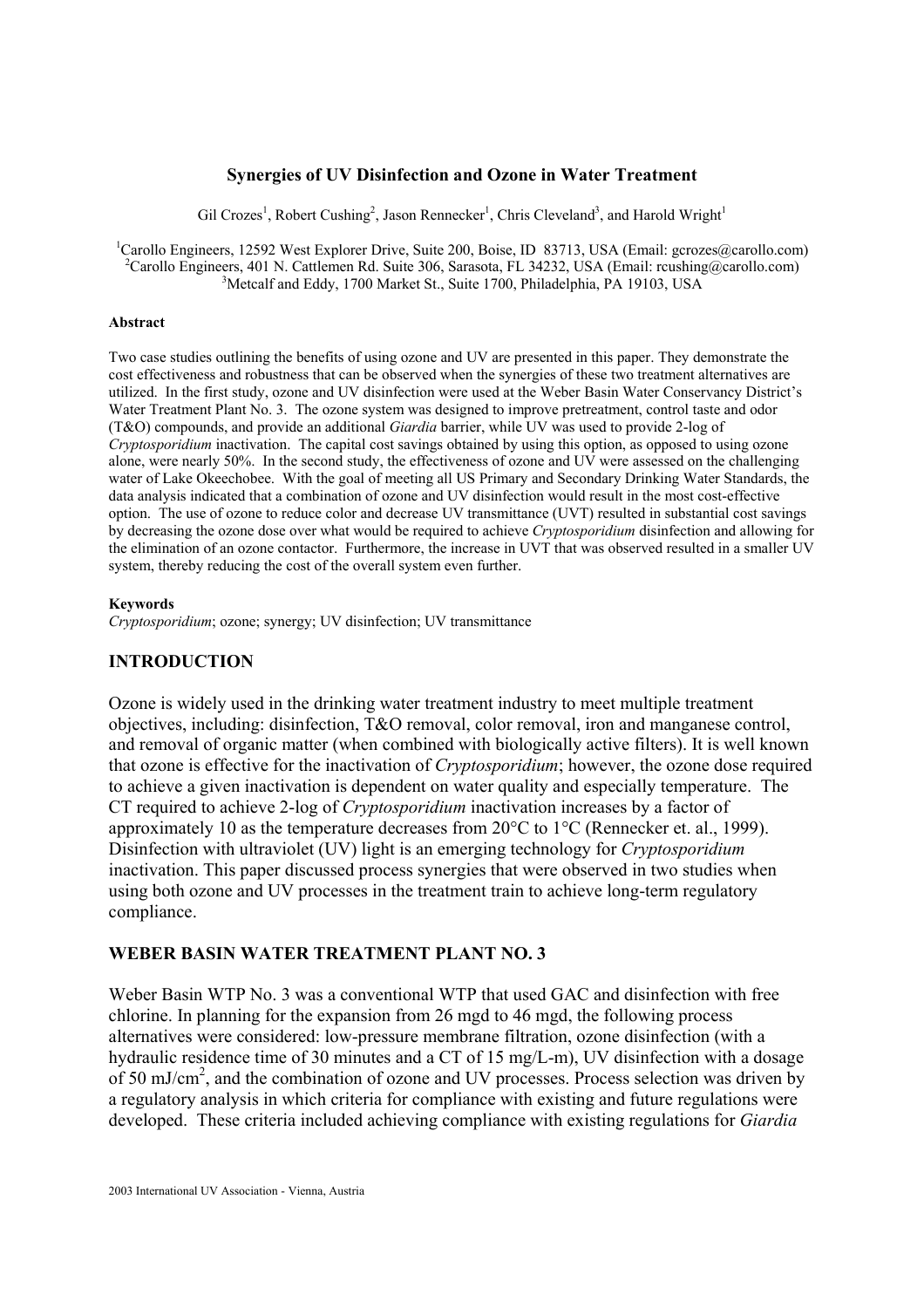# Synergies of UV Disinfection and Ozone in Water Treatment

Gil Crozes[1], Robert Cushing[2], Jason Rennecker[1], Chris Cleveland[3], and Harold Wright[1]

[1]Carollo Engineers, 12592 West Explorer Drive, Suite 200, Boise, ID 83713, USA (Email: gcrozes@carollo.com)
[2]Carollo Engineers, 401 N. Cattlemen Rd. Suite 306, Sarasota, FL 34232, USA (Email: rcushing@carollo.com)
[3]Metcalf and Eddy, 1700 Market St., Suite 1700, Philadelphia, PA 19103, USA

**Abstract**

Two case studies outlining the benefits of using ozone and UV are presented in this paper. They demonstrate the cost effectiveness and robustness that can be observed when the synergies of these two treatment alternatives are utilized. In the first study, ozone and UV disinfection were used at the Weber Basin Water Conservancy District's Water Treatment Plant No. 3. The ozone system was designed to improve pretreatment, control taste and odor (T&O) compounds, and provide an additional *Giardia* barrier, while UV was used to provide 2-log of *Cryptosporidium* inactivation. The capital cost savings obtained by using this option, as opposed to using ozone alone, were nearly 50%. In the second study, the effectiveness of ozone and UV were assessed on the challenging water of Lake Okeechobee. With the goal of meeting all US Primary and Secondary Drinking Water Standards, the data analysis indicated that a combination of ozone and UV disinfection would result in the most cost-effective option. The use of ozone to reduce color and decrease UV transmittance (UVT) resulted in substantial cost savings by decreasing the ozone dose over what would be required to achieve *Cryptosporidium* disinfection and allowing for the elimination of an ozone contactor. Furthermore, the increase in UVT that was observed resulted in a smaller UV system, thereby reducing the cost of the overall system even further.

**Keywords**

*Cryptosporidium*; ozone; synergy; UV disinfection; UV transmittance

## INTRODUCTION

Ozone is widely used in the drinking water treatment industry to meet multiple treatment objectives, including: disinfection, T&O removal, color removal, iron and manganese control, and removal of organic matter (when combined with biologically active filters). It is well known that ozone is effective for the inactivation of *Cryptosporidium*; however, the ozone dose required to achieve a given inactivation is dependent on water quality and especially temperature. The CT required to achieve 2-log of *Cryptosporidium* inactivation increases by a factor of approximately 10 as the temperature decreases from 20°C to 1°C (Rennecker et. al., 1999). Disinfection with ultraviolet (UV) light is an emerging technology for *Cryptosporidium* inactivation. This paper discussed process synergies that were observed in two studies when using both ozone and UV processes in the treatment train to achieve long-term regulatory compliance.

## WEBER BASIN WATER TREATMENT PLANT NO. 3

Weber Basin WTP No. 3 was a conventional WTP that used GAC and disinfection with free chlorine. In planning for the expansion from 26 mgd to 46 mgd, the following process alternatives were considered: low-pressure membrane filtration, ozone disinfection (with a hydraulic residence time of 30 minutes and a CT of 15 mg/L-m), UV disinfection with a dosage of 50 mJ/cm$^2$, and the combination of ozone and UV processes. Process selection was driven by a regulatory analysis in which criteria for compliance with existing and future regulations were developed. These criteria included achieving compliance with existing regulations for *Giardia*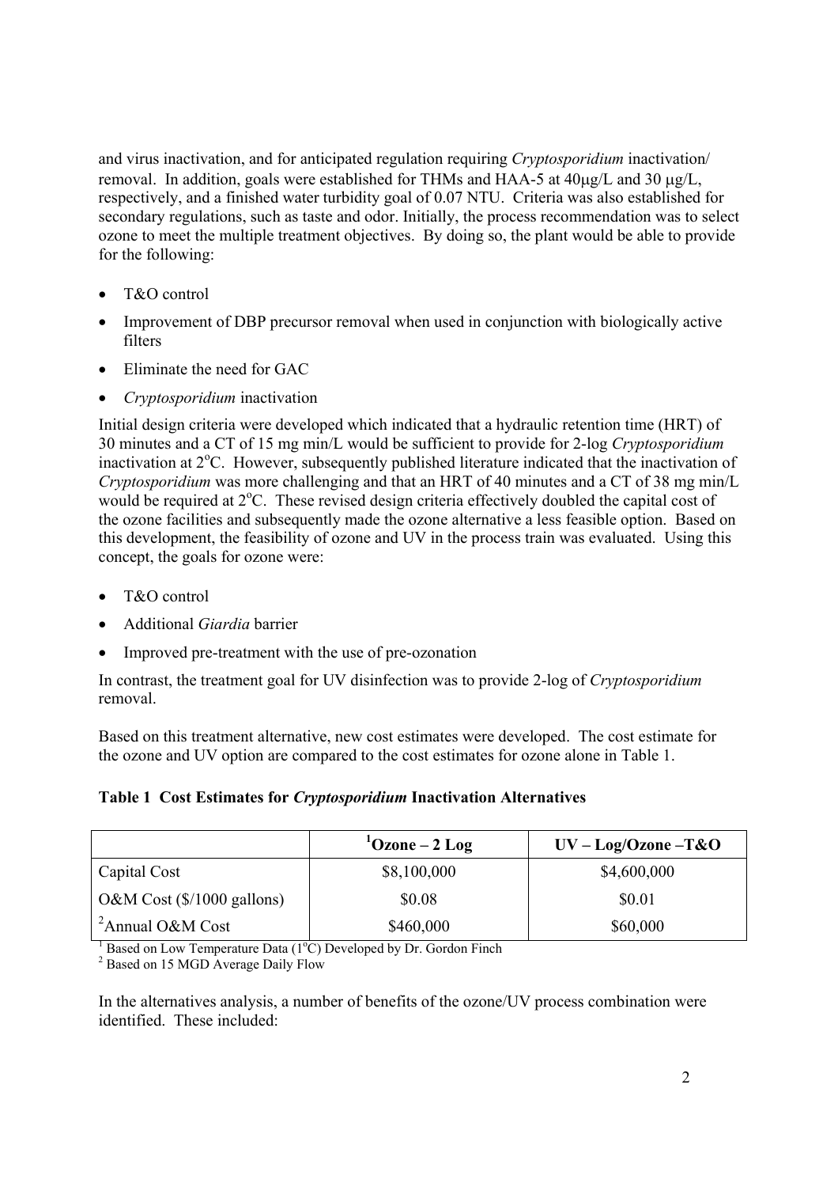and virus inactivation, and for anticipated regulation requiring *Cryptosporidium* inactivation/ removal. In addition, goals were established for THMs and HAA-5 at 40μg/L and 30 μg/L, respectively, and a finished water turbidity goal of 0.07 NTU. Criteria was also established for secondary regulations, such as taste and odor. Initially, the process recommendation was to select ozone to meet the multiple treatment objectives. By doing so, the plant would be able to provide for the following:

- T&O control
- Improvement of DBP precursor removal when used in conjunction with biologically active filters
- Eliminate the need for GAC
- *Cryptosporidium* inactivation

Initial design criteria were developed which indicated that a hydraulic retention time (HRT) of 30 minutes and a CT of 15 mg min/L would be sufficient to provide for 2-log *Cryptosporidium* inactivation at 2°C. However, subsequently published literature indicated that the inactivation of *Cryptosporidium* was more challenging and that an HRT of 40 minutes and a CT of 38 mg min/L would be required at 2°C. These revised design criteria effectively doubled the capital cost of the ozone facilities and subsequently made the ozone alternative a less feasible option. Based on this development, the feasibility of ozone and UV in the process train was evaluated. Using this concept, the goals for ozone were:

- T&O control
- Additional *Giardia* barrier
- Improved pre-treatment with the use of pre-ozonation

In contrast, the treatment goal for UV disinfection was to provide 2-log of *Cryptosporidium* removal.

Based on this treatment alternative, new cost estimates were developed. The cost estimate for the ozone and UV option are compared to the cost estimates for ozone alone in Table 1.

**Table 1 Cost Estimates for *Cryptosporidium* Inactivation Alternatives**

| | [1]Ozone – 2 Log | UV – Log/Ozone –T&O |
|---|---|---|
| Capital Cost | \$8,100,000 | \$4,600,000 |
| O&M Cost (\$/1000 gallons) | \$0.08 | \$0.01 |
| [2]Annual O&M Cost | \$460,000 | \$60,000 |

[1] Based on Low Temperature Data (1°C) Developed by Dr. Gordon Finch
[2] Based on 15 MGD Average Daily Flow

In the alternatives analysis, a number of benefits of the ozone/UV process combination were identified. These included: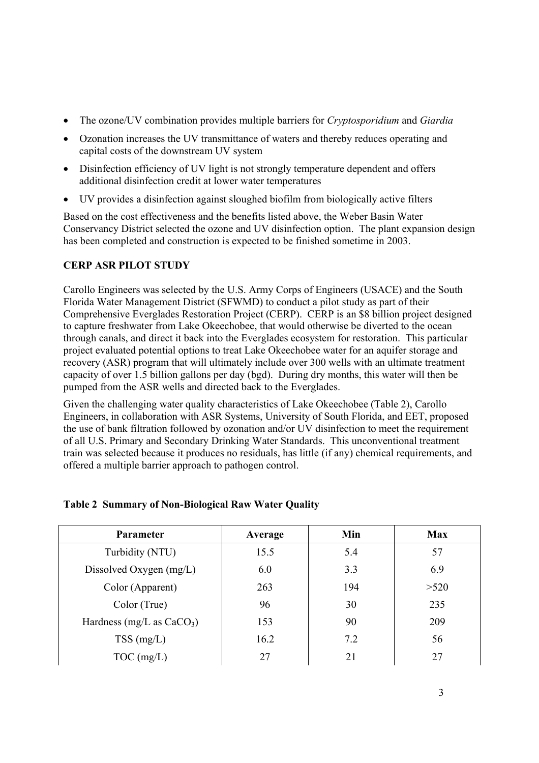- The ozone/UV combination provides multiple barriers for *Cryptosporidium* and *Giardia*
- Ozonation increases the UV transmittance of waters and thereby reduces operating and capital costs of the downstream UV system
- Disinfection efficiency of UV light is not strongly temperature dependent and offers additional disinfection credit at lower water temperatures
- UV provides a disinfection against sloughed biofilm from biologically active filters

Based on the cost effectiveness and the benefits listed above, the Weber Basin Water Conservancy District selected the ozone and UV disinfection option. The plant expansion design has been completed and construction is expected to be finished sometime in 2003.

**CERP ASR PILOT STUDY**

Carollo Engineers was selected by the U.S. Army Corps of Engineers (USACE) and the South Florida Water Management District (SFWMD) to conduct a pilot study as part of their Comprehensive Everglades Restoration Project (CERP). CERP is an $8 billion project designed to capture freshwater from Lake Okeechobee, that would otherwise be diverted to the ocean through canals, and direct it back into the Everglades ecosystem for restoration. This particular project evaluated potential options to treat Lake Okeechobee water for an aquifer storage and recovery (ASR) program that will ultimately include over 300 wells with an ultimate treatment capacity of over 1.5 billion gallons per day (bgd). During dry months, this water will then be pumped from the ASR wells and directed back to the Everglades.

Given the challenging water quality characteristics of Lake Okeechobee (Table 2), Carollo Engineers, in collaboration with ASR Systems, University of South Florida, and EET, proposed the use of bank filtration followed by ozonation and/or UV disinfection to meet the requirement of all U.S. Primary and Secondary Drinking Water Standards. This unconventional treatment train was selected because it produces no residuals, has little (if any) chemical requirements, and offered a multiple barrier approach to pathogen control.

**Table 2 Summary of Non-Biological Raw Water Quality**

| Parameter | Average | Min | Max |
|---|---|---|---|
| Turbidity (NTU) | 15.5 | 5.4 | 57 |
| Dissolved Oxygen (mg/L) | 6.0 | 3.3 | 6.9 |
| Color (Apparent) | 263 | 194 | >520 |
| Color (True) | 96 | 30 | 235 |
| Hardness (mg/L as $CaCO_3$) | 153 | 90 | 209 |
| TSS (mg/L) | 16.2 | 7.2 | 56 |
| TOC (mg/L) | 27 | 21 | 27 |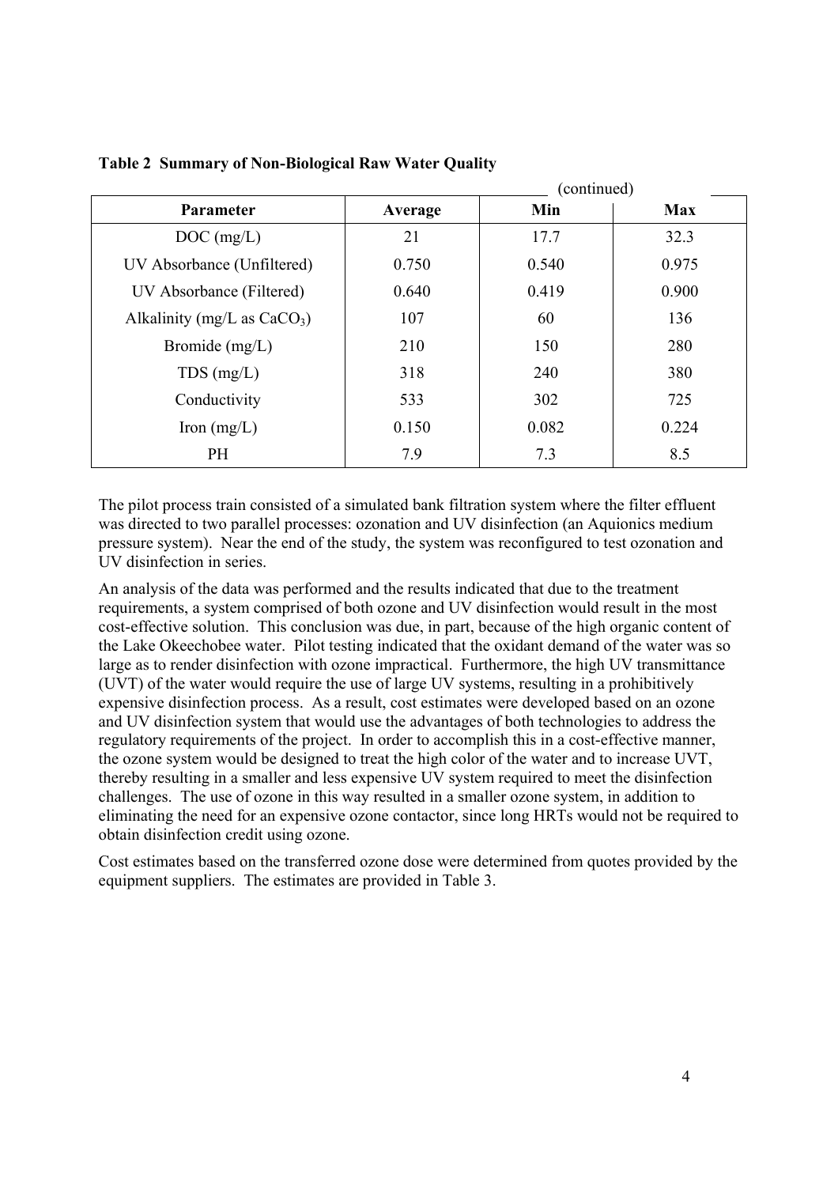**Table 2 Summary of Non-Biological Raw Water Quality** (continued)

| Parameter | Average | Min | Max |
|---|---|---|---|
| DOC (mg/L) | 21 | 17.7 | 32.3 |
| UV Absorbance (Unfiltered) | 0.750 | 0.540 | 0.975 |
| UV Absorbance (Filtered) | 0.640 | 0.419 | 0.900 |
| Alkalinity (mg/L as $CaCO_3$) | 107 | 60 | 136 |
| Bromide (mg/L) | 210 | 150 | 280 |
| TDS (mg/L) | 318 | 240 | 380 |
| Conductivity | 533 | 302 | 725 |
| Iron (mg/L) | 0.150 | 0.082 | 0.224 |
| PH | 7.9 | 7.3 | 8.5 |

The pilot process train consisted of a simulated bank filtration system where the filter effluent was directed to two parallel processes: ozonation and UV disinfection (an Aquionics medium pressure system). Near the end of the study, the system was reconfigured to test ozonation and UV disinfection in series.

An analysis of the data was performed and the results indicated that due to the treatment requirements, a system comprised of both ozone and UV disinfection would result in the most cost-effective solution. This conclusion was due, in part, because of the high organic content of the Lake Okeechobee water. Pilot testing indicated that the oxidant demand of the water was so large as to render disinfection with ozone impractical. Furthermore, the high UV transmittance (UVT) of the water would require the use of large UV systems, resulting in a prohibitively expensive disinfection process. As a result, cost estimates were developed based on an ozone and UV disinfection system that would use the advantages of both technologies to address the regulatory requirements of the project. In order to accomplish this in a cost-effective manner, the ozone system would be designed to treat the high color of the water and to increase UVT, thereby resulting in a smaller and less expensive UV system required to meet the disinfection challenges. The use of ozone in this way resulted in a smaller ozone system, in addition to eliminating the need for an expensive ozone contactor, since long HRTs would not be required to obtain disinfection credit using ozone.

Cost estimates based on the transferred ozone dose were determined from quotes provided by the equipment suppliers. The estimates are provided in Table 3.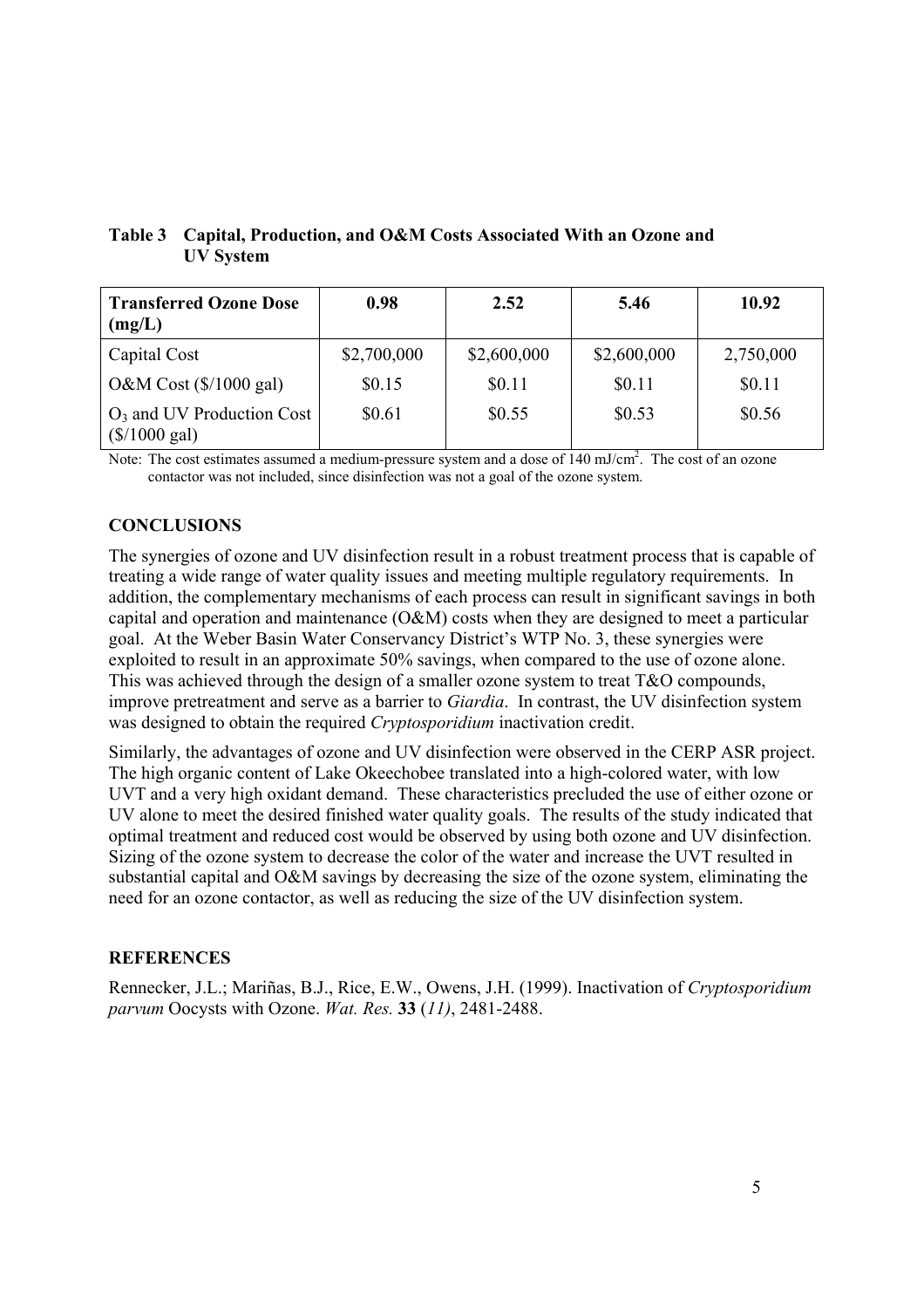**Table 3 Capital, Production, and O&M Costs Associated With an Ozone and UV System**

| **Transferred Ozone Dose (mg/L)** | **0.98** | **2.52** | **5.46** | **10.92** |
|---|---|---|---|---|
| Capital Cost | \$2,700,000 | \$2,600,000 | \$2,600,000 | 2,750,000 |
| O&M Cost (\$/1000 gal) | \$0.15 | \$0.11 | \$0.11 | \$0.11 |
| $O_3$ and UV Production Cost (\$/1000 gal) | \$0.61 | \$0.55 | \$0.53 | \$0.56 |

Note: The cost estimates assumed a medium-pressure system and a dose of 140 $mJ/cm^2$. The cost of an ozone contactor was not included, since disinfection was not a goal of the ozone system.

## CONCLUSIONS

The synergies of ozone and UV disinfection result in a robust treatment process that is capable of treating a wide range of water quality issues and meeting multiple regulatory requirements. In addition, the complementary mechanisms of each process can result in significant savings in both capital and operation and maintenance (O&M) costs when they are designed to meet a particular goal. At the Weber Basin Water Conservancy District's WTP No. 3, these synergies were exploited to result in an approximate 50% savings, when compared to the use of ozone alone. This was achieved through the design of a smaller ozone system to treat T&O compounds, improve pretreatment and serve as a barrier to *Giardia*. In contrast, the UV disinfection system was designed to obtain the required *Cryptosporidium* inactivation credit.

Similarly, the advantages of ozone and UV disinfection were observed in the CERP ASR project. The high organic content of Lake Okeechobee translated into a high-colored water, with low UVT and a very high oxidant demand. These characteristics precluded the use of either ozone or UV alone to meet the desired finished water quality goals. The results of the study indicated that optimal treatment and reduced cost would be observed by using both ozone and UV disinfection. Sizing of the ozone system to decrease the color of the water and increase the UVT resulted in substantial capital and O&M savings by decreasing the size of the ozone system, eliminating the need for an ozone contactor, as well as reducing the size of the UV disinfection system.

## REFERENCES

Rennecker, J.L.; Mariñas, B.J., Rice, E.W., Owens, J.H. (1999). Inactivation of *Cryptosporidium parvum* Oocysts with Ozone. *Wat. Res.* **33** (*11)*, 2481-2488.